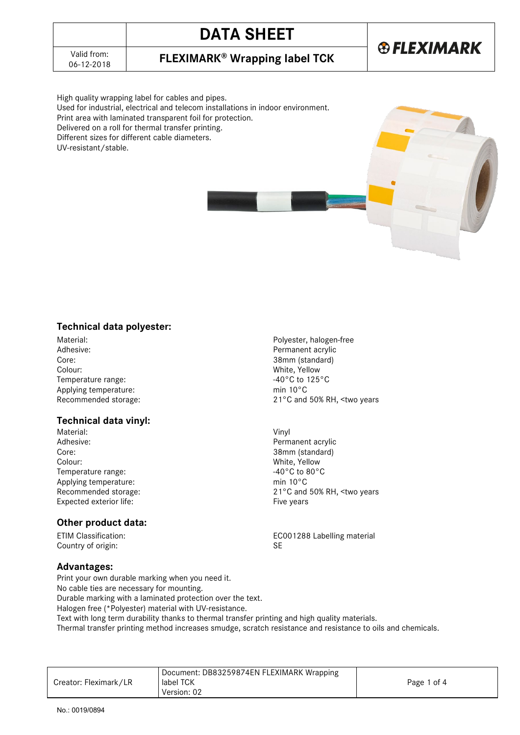# DATA SHEET

Valid from: 06-12-2018

## FLEXIMARK® Wrapping label TCK

High quality wrapping label for cables and pipes.
Used for industrial, electrical and telecom installations in indoor environment.
Print area with laminated transparent foil for protection.
Delivered on a roll for thermal transfer printing.
Different sizes for different cable diameters.
UV-resistant/stable.

### Technical data polyester:

| | |
|---|---|
| Material: | Polyester, halogen-free |
| Adhesive: | Permanent acrylic |
| Core: | 38mm (standard) |
| Colour: | White, Yellow |
| Temperature range: | -40°C to 125°C |
| Applying temperature: | min 10°C |
| Recommended storage: | 21°C and 50% RH, <two years |

### Technical data vinyl:

| | |
|---|---|
| Material: | Vinyl |
| Adhesive: | Permanent acrylic |
| Core: | 38mm (standard) |
| Colour: | White, Yellow |
| Temperature range: | -40°C to 80°C |
| Applying temperature: | min 10°C |
| Recommended storage: | 21°C and 50% RH, <two years |
| Expected exterior life: | Five years |

### Other product data:

| | |
|---|---|
| ETIM Classification: | EC001288 Labelling material |
| Country of origin: | SE |

### Advantages:

Print your own durable marking when you need it.
No cable ties are necessary for mounting.
Durable marking with a laminated protection over the text.
Halogen free (*Polyester) material with UV-resistance.
Text with long term durability thanks to thermal transfer printing and high quality materials.
Thermal transfer printing method increases smudge, scratch resistance and resistance to oils and chemicals.

| Creator: Fleximark/LR | Document: DB83259874EN FLEXIMARK Wrapping label TCK Version: 02 |
|---|---|

No.: 0019/0894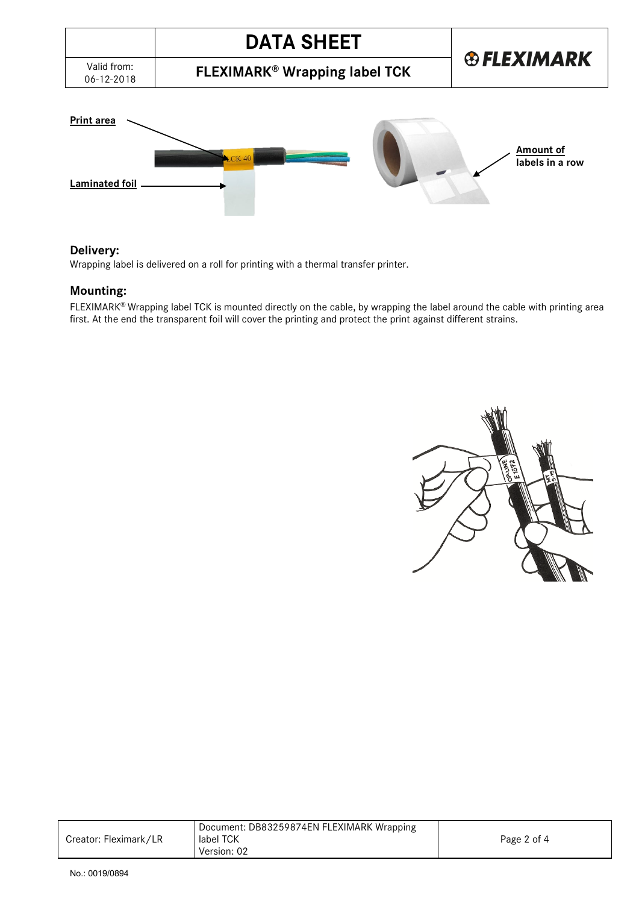**Print area**

**Laminated foil**

**Amount of labels in a row**

## Delivery:

Wrapping label is delivered on a roll for printing with a thermal transfer printer.

## Mounting:

FLEXIMARK® Wrapping label TCK is mounted directly on the cable, by wrapping the label around the cable with printing area first. At the end the transparent foil will cover the printing and protect the print against different strains.

No.: 0019/0894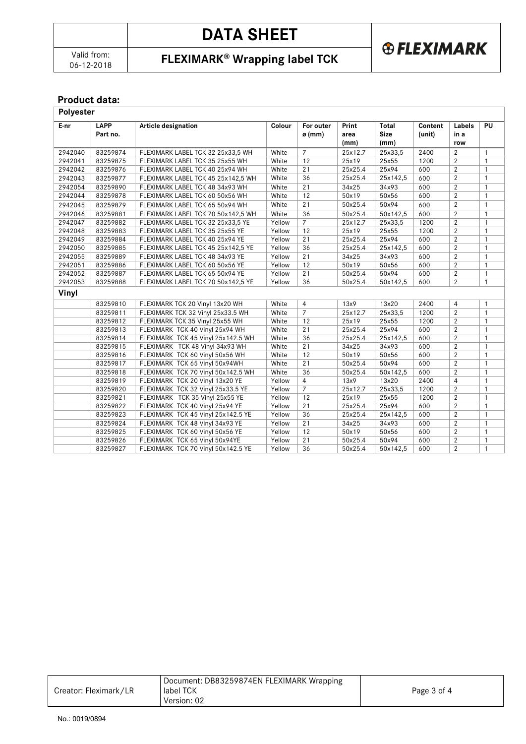## Product data:

| Polyester | | | | | | | | | |
|---|---|---|---|---|---|---|---|---|---|
| **E-nr** | **LAPP Part no.** | **Article designation** | **Colour** | **For outer ø (mm)** | **Print area (mm)** | **Total Size (mm)** | **Content (unit)** | **Labels in a row** | **PU** |
| 2942040 | 83259874 | FLEXIMARK LABEL TCK 32 25x33,5 WH | White | 7 | 25x12.7 | 25x33,5 | 2400 | 2 | 1 |
| 2942041 | 83259875 | FLEXIMARK LABEL TCK 35 25x55 WH | White | 12 | 25x19 | 25x55 | 1200 | 2 | 1 |
| 2942042 | 83259876 | FLEXIMARK LABEL TCK 40 25x94 WH | White | 21 | 25x25.4 | 25x94 | 600 | 2 | 1 |
| 2942043 | 83259877 | FLEXIMARK LABEL TCK 45 25x142,5 WH | White | 36 | 25x25.4 | 25x142,5 | 600 | 2 | 1 |
| 2942054 | 83259890 | FLEXIMARK LABEL TCK 48 34x93 WH | White | 21 | 34x25 | 34x93 | 600 | 2 | 1 |
| 2942044 | 83259878 | FLEXIMARK LABEL TCK 60 50x56 WH | White | 12 | 50x19 | 50x56 | 600 | 2 | 1 |
| 2942045 | 83259879 | FLEXIMARK LABEL TCK 65 50x94 WH | White | 21 | 50x25.4 | 50x94 | 600 | 2 | 1 |
| 2942046 | 83259881 | FLEXIMARK LABEL TCK 70 50x142,5 WH | White | 36 | 50x25.4 | 50x142,5 | 600 | 2 | 1 |
| 2942047 | 83259882 | FLEXIMARK LABEL TCK 32 25x33,5 YE | Yellow | 7 | 25x12.7 | 25x33,5 | 1200 | 2 | 1 |
| 2942048 | 83259883 | FLEXIMARK LABEL TCK 35 25x55 YE | Yellow | 12 | 25x19 | 25x55 | 1200 | 2 | 1 |
| 2942049 | 83259884 | FLEXIMARK LABEL TCK 40 25x94 YE | Yellow | 21 | 25x25.4 | 25x94 | 600 | 2 | 1 |
| 2942050 | 83259885 | FLEXIMARK LABEL TCK 45 25x142,5 YE | Yellow | 36 | 25x25.4 | 25x142,5 | 600 | 2 | 1 |
| 2942055 | 83259889 | FLEXIMARK LABEL TCK 48 34x93 YE | Yellow | 21 | 34x25 | 34x93 | 600 | 2 | 1 |
| 2942051 | 83259886 | FLEXIMARK LABEL TCK 60 50x56 YE | Yellow | 12 | 50x19 | 50x56 | 600 | 2 | 1 |
| 2942052 | 83259887 | FLEXIMARK LABEL TCK 65 50x94 YE | Yellow | 21 | 50x25.4 | 50x94 | 600 | 2 | 1 |
| 2942053 | 83259888 | FLEXIMARK LABEL TCK 70 50x142,5 YE | Yellow | 36 | 50x25.4 | 50x142,5 | 600 | 2 | 1 |
| **Vinyl** | | | | | | | | | |
| | 83259810 | FLEXIMARK TCK 20 Vinyl 13x20 WH | White | 4 | 13x9 | 13x20 | 2400 | 4 | 1 |
| | 83259811 | FLEXIMARK TCK 32 Vinyl 25x33.5 WH | White | 7 | 25x12.7 | 25x33,5 | 1200 | 2 | 1 |
| | 83259812 | FLEXIMARK TCK 35 Vinyl 25x55 WH | White | 12 | 25x19 | 25x55 | 1200 | 2 | 1 |
| | 83259813 | FLEXIMARK TCK 40 Vinyl 25x94 WH | White | 21 | 25x25.4 | 25x94 | 600 | 2 | 1 |
| | 83259814 | FLEXIMARK TCK 45 Vinyl 25x142.5 WH | White | 36 | 25x25.4 | 25x142,5 | 600 | 2 | 1 |
| | 83259815 | FLEXIMARK TCK 48 Vinyl 34x93 WH | White | 21 | 34x25 | 34x93 | 600 | 2 | 1 |
| | 83259816 | FLEXIMARK TCK 60 Vinyl 50x56 WH | White | 12 | 50x19 | 50x56 | 600 | 2 | 1 |
| | 83259817 | FLEXIMARK TCK 65 Vinyl 50x94WH | White | 21 | 50x25.4 | 50x94 | 600 | 2 | 1 |
| | 83259818 | FLEXIMARK TCK 70 Vinyl 50x142.5 WH | White | 36 | 50x25.4 | 50x142,5 | 600 | 2 | 1 |
| | 83259819 | FLEXIMARK TCK 20 Vinyl 13x20 YE | Yellow | 4 | 13x9 | 13x20 | 2400 | 4 | 1 |
| | 83259820 | FLEXIMARK TCK 32 Vinyl 25x33.5 YE | Yellow | 7 | 25x12.7 | 25x33,5 | 1200 | 2 | 1 |
| | 83259821 | FLEXIMARK TCK 35 Vinyl 25x55 YE | Yellow | 12 | 25x19 | 25x55 | 1200 | 2 | 1 |
| | 83259822 | FLEXIMARK TCK 40 Vinyl 25x94 YE | Yellow | 21 | 25x25.4 | 25x94 | 600 | 2 | 1 |
| | 83259823 | FLEXIMARK TCK 45 Vinyl 25x142.5 YE | Yellow | 36 | 25x25.4 | 25x142,5 | 600 | 2 | 1 |
| | 83259824 | FLEXIMARK TCK 48 Vinyl 34x93 YE | Yellow | 21 | 34x25 | 34x93 | 600 | 2 | 1 |
| | 83259825 | FLEXIMARK TCK 60 Vinyl 50x56 YE | Yellow | 12 | 50x19 | 50x56 | 600 | 2 | 1 |
| | 83259826 | FLEXIMARK TCK 65 Vinyl 50x94YE | Yellow | 21 | 50x25.4 | 50x94 | 600 | 2 | 1 |
| | 83259827 | FLEXIMARK TCK 70 Vinyl 50x142.5 YE | Yellow | 36 | 50x25.4 | 50x142,5 | 600 | 2 | 1 |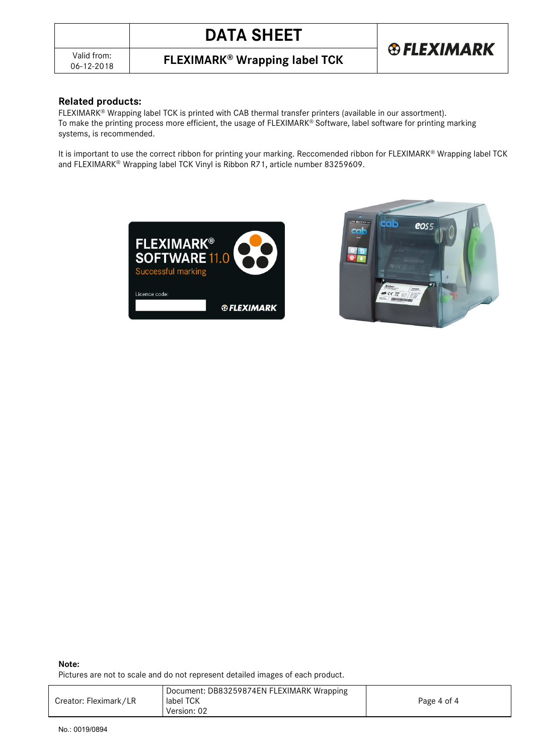**Related products:**

FLEXIMARK® Wrapping label TCK is printed with CAB thermal transfer printers (available in our assortment).
To make the printing process more efficient, the usage of FLEXIMARK® Software, label software for printing marking systems, is recommended.

It is important to use the correct ribbon for printing your marking. Reccomended ribbon for FLEXIMARK® Wrapping label TCK and FLEXIMARK® Wrapping label TCK Vinyl is Ribbon R71, article number 83259609.

**Note:**

Pictures are not to scale and do not represent detailed images of each product.